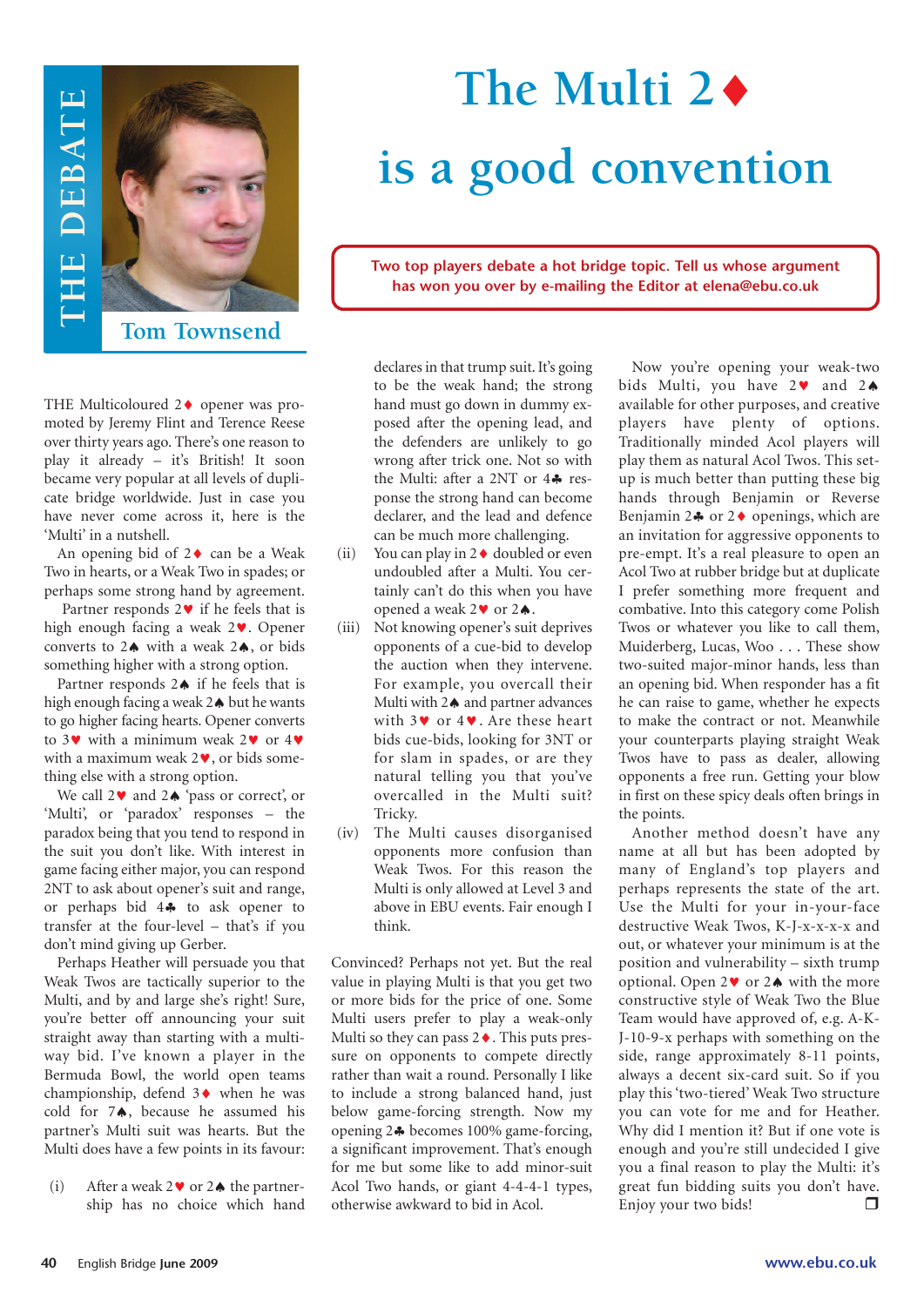THE DEBATE

Tom Townsend

# The Multi 2♦ is a good convention

**Two top players debate a hot bridge topic. Tell us whose argument has won you over by e-mailing the Editor at elena@ebu.co.uk**

THE Multicoloured 2♦ opener was promoted by Jeremy Flint and Terence Reese over thirty years ago. There's one reason to play it already – it's British! It soon became very popular at all levels of duplicate bridge worldwide. Just in case you have never come across it, here is the 'Multi' in a nutshell.

An opening bid of 2♦ can be a Weak Two in hearts, or a Weak Two in spades; or perhaps some strong hand by agreement.

Partner responds 2♥ if he feels that is high enough facing a weak 2♥. Opener converts to 2♠ with a weak 2♠, or bids something higher with a strong option.

Partner responds 2♠ if he feels that is high enough facing a weak 2♠ but he wants to go higher facing hearts. Opener converts to 3♥ with a minimum weak 2♥ or 4♥ with a maximum weak 2♥, or bids something else with a strong option.

We call 2♥ and 2♠ 'pass or correct', or 'Multi', or 'paradox' responses – the paradox being that you tend to respond in the suit you don't like. With interest in game facing either major, you can respond 2NT to ask about opener's suit and range, or perhaps bid 4♣ to ask opener to transfer at the four-level – that's if you don't mind giving up Gerber.

Perhaps Heather will persuade you that Weak Twos are tactically superior to the Multi, and by and large she's right! Sure, you're better off announcing your suit straight away than starting with a multi-way bid. I've known a player in the Bermuda Bowl, the world open teams championship, defend 3♦ when he was cold for 7♠, because he assumed his partner's Multi suit was hearts. But the Multi does have a few points in its favour:

(i) After a weak 2♥ or 2♠ the partnership has no choice which hand declares in that trump suit. It's going to be the weak hand; the strong hand must go down in dummy exposed after the opening lead, and the defenders are unlikely to go wrong after trick one. Not so with the Multi: after a 2NT or 4♣ response the strong hand can become declarer, and the lead and defence can be much more challenging.

(ii) You can play in 2♦ doubled or even undoubled after a Multi. You certainly can't do this when you have opened a weak 2♥ or 2♠.

(iii) Not knowing opener's suit deprives opponents of a cue-bid to develop the auction when they intervene. For example, you overcall their Multi with 2♠ and partner advances with 3♥ or 4♥. Are these heart bids cue-bids, looking for 3NT or for slam in spades, or are they natural telling you that you've overcalled in the Multi suit? Tricky.

(iv) The Multi causes disorganised opponents more confusion than Weak Twos. For this reason the Multi is only allowed at Level 3 and above in EBU events. Fair enough I think.

Convinced? Perhaps not yet. But the real value in playing Multi is that you get two or more bids for the price of one. Some Multi users prefer to play a weak-only Multi so they can pass 2♦. This puts pressure on opponents to compete directly rather than wait a round. Personally I like to include a strong balanced hand, just below game-forcing strength. Now my opening 2♣ becomes 100% game-forcing, a significant improvement. That's enough for me but some like to add minor-suit Acol Two hands, or giant 4-4-4-1 types, otherwise awkward to bid in Acol.

Now you're opening your weak-two bids Multi, you have 2♥ and 2♠ available for other purposes, and creative players have plenty of options. Traditionally minded Acol players will play them as natural Acol Twos. This set-up is much better than putting these big hands through Benjamin or Reverse Benjamin 2♣ or 2♦ openings, which are an invitation for aggressive opponents to pre-empt. It's a real pleasure to open an Acol Two at rubber bridge but at duplicate I prefer something more frequent and combative. Into this category come Polish Twos or whatever you like to call them, Muiderberg, Lucas, Woo . . . These show two-suited major-minor hands, less than an opening bid. When responder has a fit he can raise to game, whether he expects to make the contract or not. Meanwhile your counterparts playing straight Weak Twos have to pass as dealer, allowing opponents a free run. Getting your blow in first on these spicy deals often brings in the points.

Another method doesn't have any name at all but has been adopted by many of England's top players and perhaps represents the state of the art. Use the Multi for your in-your-face destructive Weak Twos, K-J-x-x-x-x and out, or whatever your minimum is at the position and vulnerability – sixth trump optional. Open 2♥ or 2♠ with the more constructive style of Weak Two the Blue Team would have approved of, e.g. A-K-J-10-9-x perhaps with something on the side, range approximately 8-11 points, always a decent six-card suit. So if you play this 'two-tiered' Weak Two structure you can vote for me and for Heather. Why did I mention it? But if one vote is enough and you're still undecided I give you a final reason to play the Multi: it's great fun bidding suits you don't have. Enjoy your two bids! ❐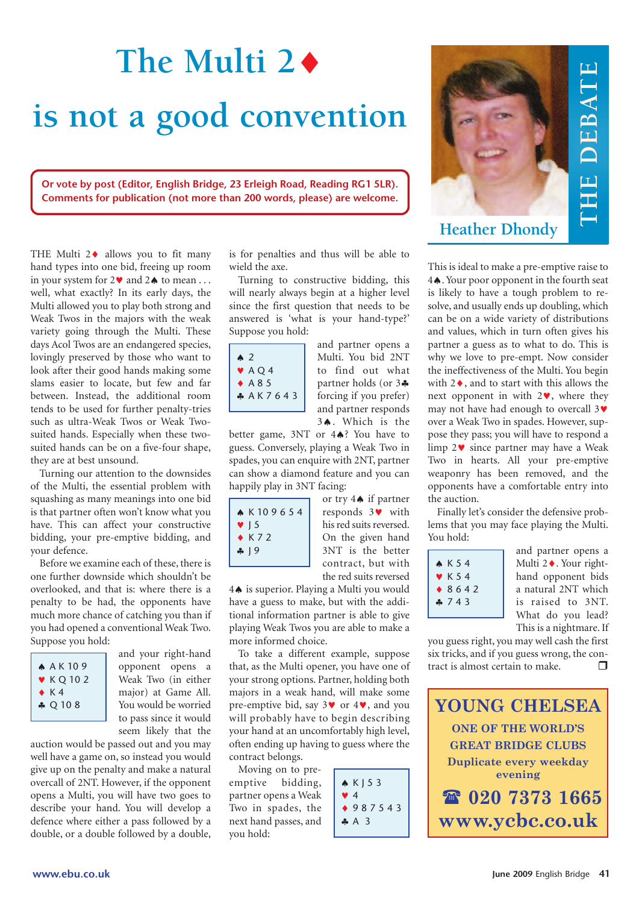# The Multi 2♦ is not a good convention

**Or vote by post (Editor, English Bridge, 23 Erleigh Road, Reading RG1 5LR). Comments for publication (not more than 200 words, please) are welcome.**

THE DEBATE

## Heather Dhondy

THE Multi 2♦ allows you to fit many hand types into one bid, freeing up room in your system for 2♥ and 2♠ to mean . . . well, what exactly? In its early days, the Multi allowed you to play both strong and Weak Twos in the majors with the weak variety going through the Multi. These days Acol Twos are an endangered species, lovingly preserved by those who want to look after their good hands making some slams easier to locate, but few and far between. Instead, the additional room tends to be used for further penalty-tries such as ultra-Weak Twos or Weak Two-suited hands. Especially when these two-suited hands can be on a five-four shape, they are at best unsound.

Turning our attention to the downsides of the Multi, the essential problem with squashing as many meanings into one bid is that partner often won't know what you have. This can affect your constructive bidding, your pre-emptive bidding, and your defence.

Before we examine each of these, there is one further downside which shouldn't be overlooked, and that is: where there is a penalty to be had, the opponents have much more chance of catching you than if you had opened a conventional Weak Two. Suppose you hold:

♠ A K 10 9
♥ K Q 10 2
♦ K 4
♣ Q 10 8

and your right-hand opponent opens a Weak Two (in either major) at Game All. You would be worried to pass since it would seem likely that the auction would be passed out and you may well have a game on, so instead you would give up on the penalty and make a natural overcall of 2NT. However, if the opponent opens a Multi, you will have two goes to describe your hand. You will develop a defence where either a pass followed by a double, or a double followed by a double, is for penalties and thus will be able to wield the axe.

Turning to constructive bidding, this will nearly always begin at a higher level since the first question that needs to be answered is 'what is your hand-type?' Suppose you hold:

♠ 2
♥ A Q 4
♦ A 8 5
♣ A K 7 6 4 3

and partner opens a Multi. You bid 2NT to find out what partner holds (or 3♣ forcing if you prefer) and partner responds 3♠. Which is the better game, 3NT or 4♠? You have to guess. Conversely, playing a Weak Two in spades, you can enquire with 2NT, partner can show a diamond feature and you can happily play in 3NT facing:

♠ K 10 9 6 5 4
♥ J 5
♦ K 7 2
♣ J 9

or try 4♠ if partner responds 3♥ with his red suits reversed. On the given hand 3NT is the better contract, but with the red suits reversed 4♠ is superior. Playing a Multi you would have a guess to make, but with the additional information partner is able to give playing Weak Twos you are able to make a more informed choice.

To take a different example, suppose that, as the Multi opener, you have one of your strong options. Partner, holding both majors in a weak hand, will make some pre-emptive bid, say 3♥ or 4♥, and you will probably have to begin describing your hand at an uncomfortably high level, often ending up having to guess where the contract belongs.

Moving on to pre-emptive bidding, partner opens a Weak Two in spades, the next hand passes, and you hold:

♠ K J 5 3
♥ 4
♦ 9 8 7 5 4 3
♣ A 3

This is ideal to make a pre-emptive raise to 4♠. Your poor opponent in the fourth seat is likely to have a tough problem to resolve, and usually ends up doubling, which can be on a wide variety of distributions and values, which in turn often gives his partner a guess as to what to do. This is why we love to pre-empt. Now consider the ineffectiveness of the Multi. You begin with 2♦, and to start with this allows the next opponent in with 2♥, where they may not have had enough to overcall 3♥ over a Weak Two in spades. However, suppose they pass; you will have to respond a limp 2♥ since partner may have a Weak Two in hearts. All your pre-emptive weaponry has been removed, and the opponents have a comfortable entry into the auction.

Finally let's consider the defensive problems that you may face playing the Multi. You hold:

♠ K 5 4
♥ K 5 4
♦ 8 6 4 2
♣ 7 4 3

and partner opens a Multi 2♦. Your right-hand opponent bids a natural 2NT which is raised to 3NT. What do you lead? This is a nightmare. If you guess right, you may well cash the first six tricks, and if you guess wrong, the contract is almost certain to make. ❐

**YOUNG CHELSEA**
**ONE OF THE WORLD'S GREAT BRIDGE CLUBS**
**Duplicate every weekday evening**
**☎ 020 7373 1665**
**www.ycbc.co.uk**